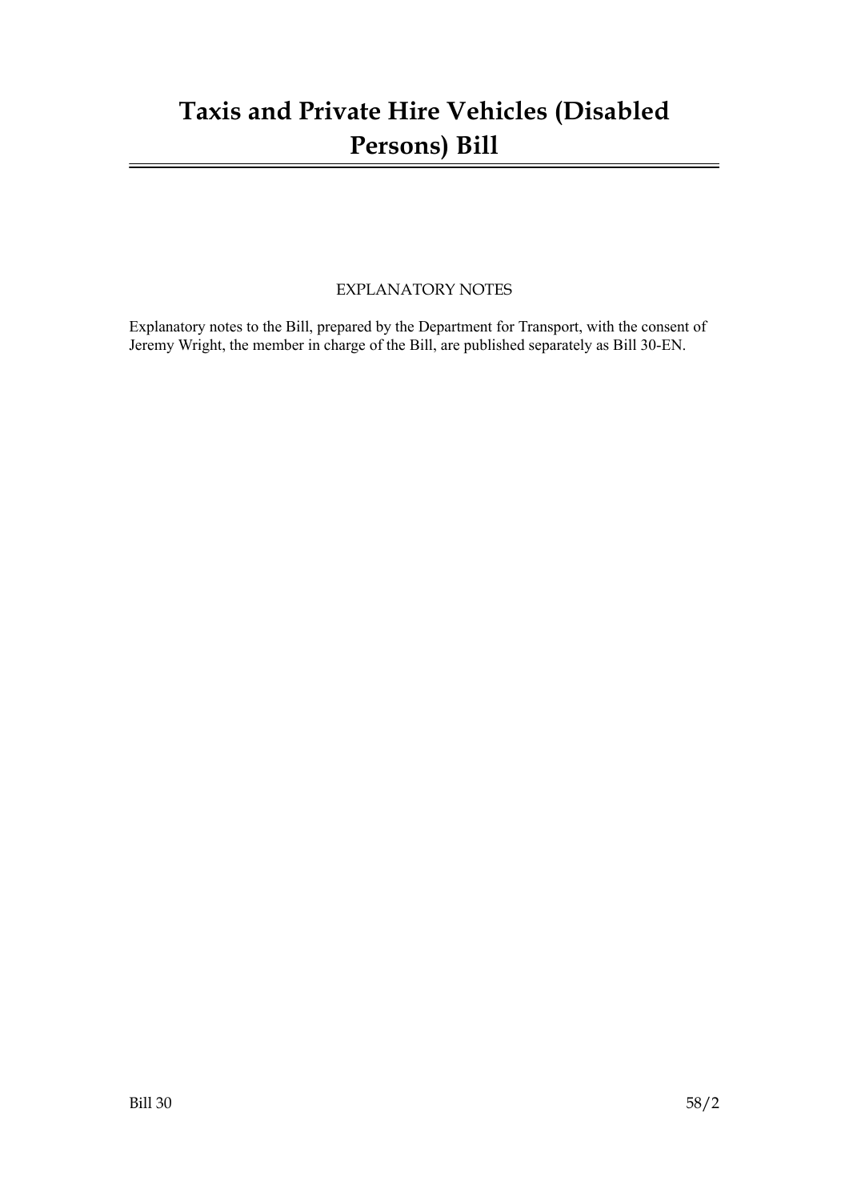# Taxis and Private Hire Vehicles (Disabled Persons) Bill

EXPLANATORY NOTES

Explanatory notes to the Bill, prepared by the Department for Transport, with the consent of Jeremy Wright, the member in charge of the Bill, are published separately as Bill 30-EN.

Bill 30 58/2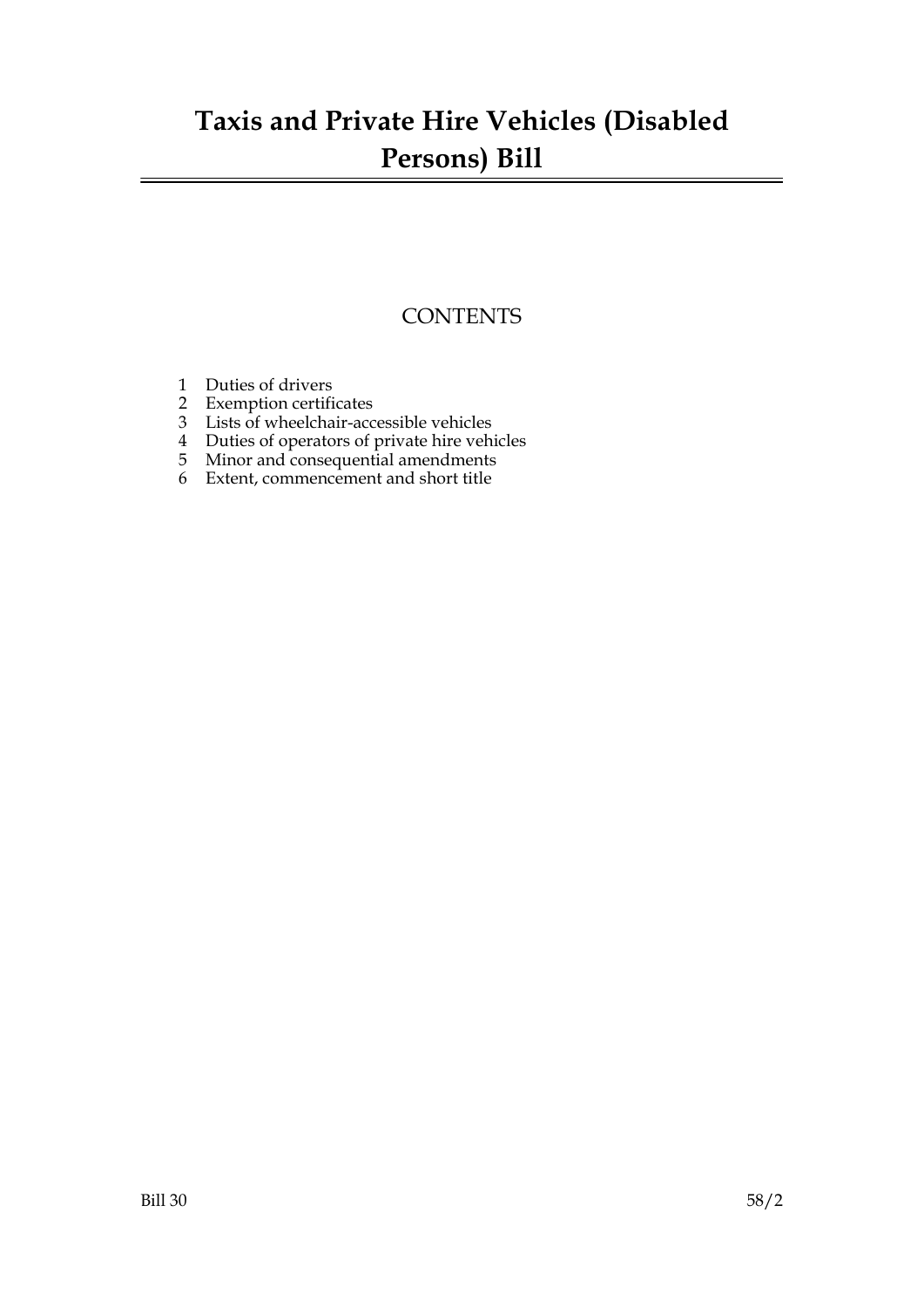# Taxis and Private Hire Vehicles (Disabled Persons) Bill

## CONTENTS

1 Duties of drivers
2 Exemption certificates
3 Lists of wheelchair-accessible vehicles
4 Duties of operators of private hire vehicles
5 Minor and consequential amendments
6 Extent, commencement and short title

Bill 30 58/2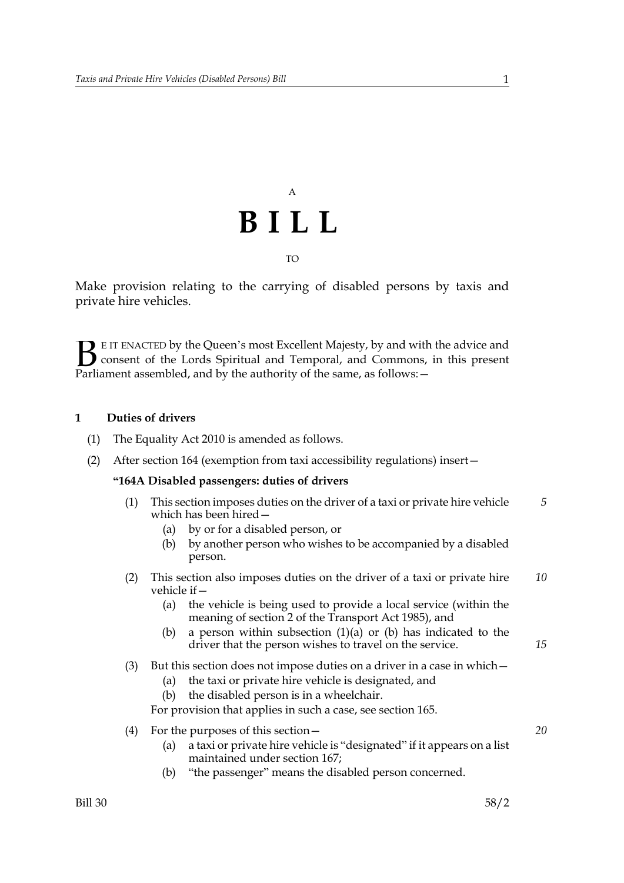A

# B I L L

TO

Make provision relating to the carrying of disabled persons by taxis and private hire vehicles.

BE IT ENACTED by the Queen's most Excellent Majesty, by and with the advice and consent of the Lords Spiritual and Temporal, and Commons, in this present Parliament assembled, and by the authority of the same, as follows:—

**1 Duties of drivers**

(1) The Equality Act 2010 is amended as follows.

(2) After section 164 (exemption from taxi accessibility regulations) insert—

**"164A Disabled passengers: duties of drivers**

(1) This section imposes duties on the driver of a taxi or private hire vehicle which has been hired—

(a) by or for a disabled person, or

(b) by another person who wishes to be accompanied by a disabled person.

(2) This section also imposes duties on the driver of a taxi or private hire vehicle if—

(a) the vehicle is being used to provide a local service (within the meaning of section 2 of the Transport Act 1985), and

(b) a person within subsection (1)(a) or (b) has indicated to the driver that the person wishes to travel on the service.

(3) But this section does not impose duties on a driver in a case in which—

(a) the taxi or private hire vehicle is designated, and

(b) the disabled person is in a wheelchair.

For provision that applies in such a case, see section 165.

(4) For the purposes of this section—

(a) a taxi or private hire vehicle is "designated" if it appears on a list maintained under section 167;

(b) "the passenger" means the disabled person concerned.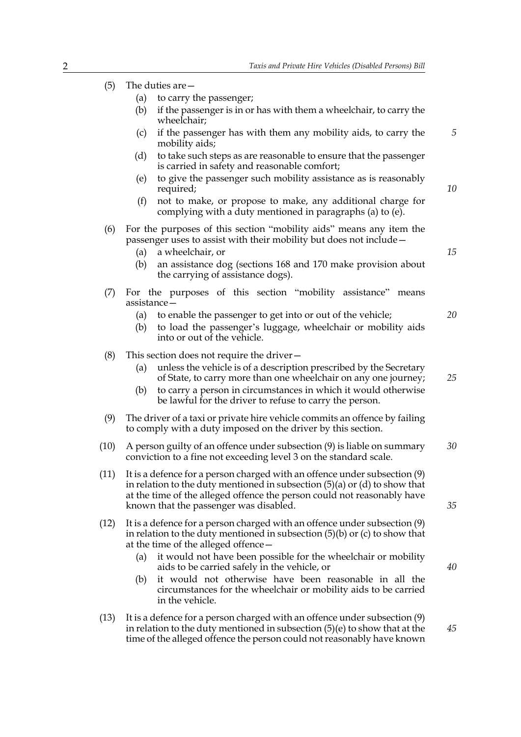(5) The duties are—

- (a) to carry the passenger;
- (b) if the passenger is in or has with them a wheelchair, to carry the wheelchair;
- (c) if the passenger has with them any mobility aids, to carry the mobility aids;
- (d) to take such steps as are reasonable to ensure that the passenger is carried in safety and reasonable comfort;
- (e) to give the passenger such mobility assistance as is reasonably required;
- (f) not to make, or propose to make, any additional charge for complying with a duty mentioned in paragraphs (a) to (e).

(6) For the purposes of this section "mobility aids" means any item the passenger uses to assist with their mobility but does not include—

- (a) a wheelchair, or
- (b) an assistance dog (sections 168 and 170 make provision about the carrying of assistance dogs).

(7) For the purposes of this section "mobility assistance" means assistance—

- (a) to enable the passenger to get into or out of the vehicle;
- (b) to load the passenger's luggage, wheelchair or mobility aids into or out of the vehicle.

(8) This section does not require the driver—

- (a) unless the vehicle is of a description prescribed by the Secretary of State, to carry more than one wheelchair on any one journey;
- (b) to carry a person in circumstances in which it would otherwise be lawful for the driver to refuse to carry the person.

(9) The driver of a taxi or private hire vehicle commits an offence by failing to comply with a duty imposed on the driver by this section.

(10) A person guilty of an offence under subsection (9) is liable on summary conviction to a fine not exceeding level 3 on the standard scale.

(11) It is a defence for a person charged with an offence under subsection (9) in relation to the duty mentioned in subsection (5)(a) or (d) to show that at the time of the alleged offence the person could not reasonably have known that the passenger was disabled.

(12) It is a defence for a person charged with an offence under subsection (9) in relation to the duty mentioned in subsection (5)(b) or (c) to show that at the time of the alleged offence—

- (a) it would not have been possible for the wheelchair or mobility aids to be carried safely in the vehicle, or
- (b) it would not otherwise have been reasonable in all the circumstances for the wheelchair or mobility aids to be carried in the vehicle.

(13) It is a defence for a person charged with an offence under subsection (9) in relation to the duty mentioned in subsection (5)(e) to show that at the time of the alleged offence the person could not reasonably have known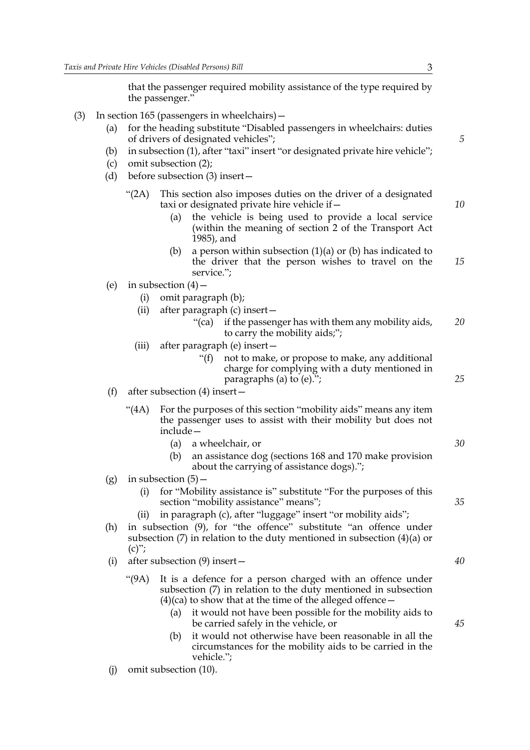that the passenger required mobility assistance of the type required by the passenger."

(3) In section 165 (passengers in wheelchairs)—

(a) for the heading substitute "Disabled passengers in wheelchairs: duties of drivers of designated vehicles";

(b) in subsection (1), after "taxi" insert "or designated private hire vehicle";

(c) omit subsection (2);

(d) before subsection (3) insert—

"(2A) This section also imposes duties on the driver of a designated taxi or designated private hire vehicle if—

(a) the vehicle is being used to provide a local service (within the meaning of section 2 of the Transport Act 1985), and

(b) a person within subsection (1)(a) or (b) has indicated to the driver that the person wishes to travel on the service.";

(e) in subsection (4)—

(i) omit paragraph (b);

(ii) after paragraph (c) insert—

"(ca) if the passenger has with them any mobility aids, to carry the mobility aids;";

(iii) after paragraph (e) insert—

"(f) not to make, or propose to make, any additional charge for complying with a duty mentioned in paragraphs (a) to (e).";

(f) after subsection (4) insert—

"(4A) For the purposes of this section "mobility aids" means any item the passenger uses to assist with their mobility but does not include—

(a) a wheelchair, or

(b) an assistance dog (sections 168 and 170 make provision about the carrying of assistance dogs).";

(g) in subsection (5)—

(i) for "Mobility assistance is" substitute "For the purposes of this section "mobility assistance" means";

(ii) in paragraph (c), after "luggage" insert "or mobility aids";

(h) in subsection (9), for "the offence" substitute "an offence under subsection (7) in relation to the duty mentioned in subsection (4)(a) or (c)";

(i) after subsection (9) insert—

"(9A) It is a defence for a person charged with an offence under subsection (7) in relation to the duty mentioned in subsection (4)(ca) to show that at the time of the alleged offence—

(a) it would not have been possible for the mobility aids to be carried safely in the vehicle, or

(b) it would not otherwise have been reasonable in all the circumstances for the mobility aids to be carried in the vehicle.";

(j) omit subsection (10).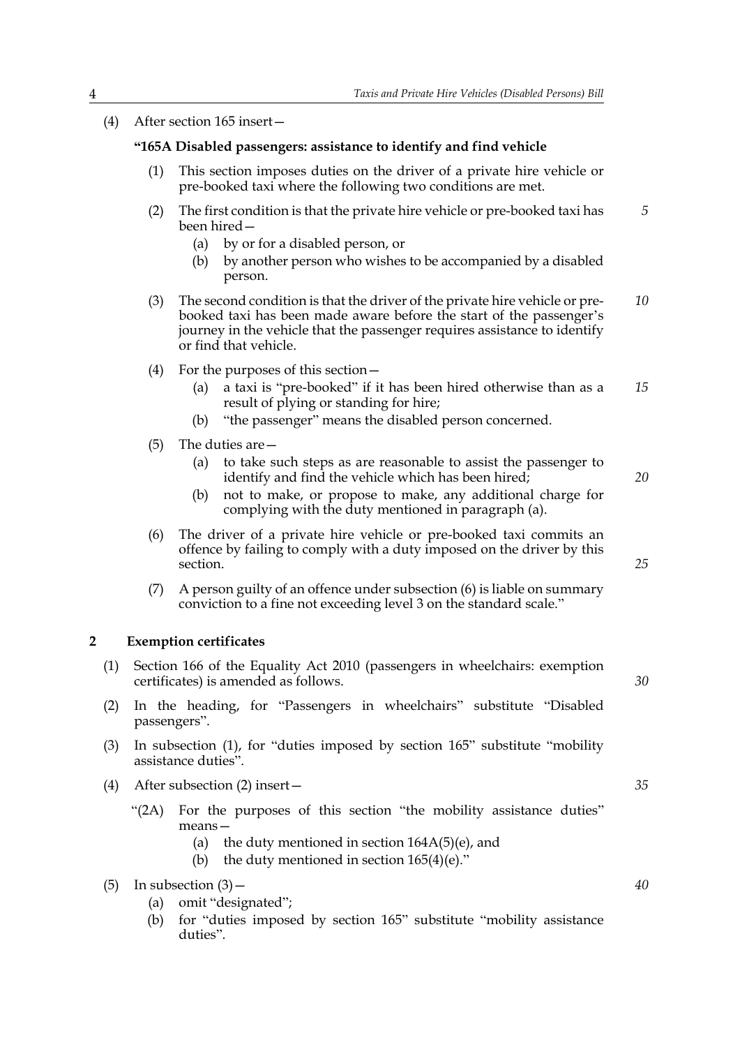(4) After section 165 insert—

**"165A Disabled passengers: assistance to identify and find vehicle**

(1) This section imposes duties on the driver of a private hire vehicle or pre-booked taxi where the following two conditions are met.

(2) The first condition is that the private hire vehicle or pre-booked taxi has been hired—

   (a) by or for a disabled person, or

   (b) by another person who wishes to be accompanied by a disabled person.

(3) The second condition is that the driver of the private hire vehicle or pre-booked taxi has been made aware before the start of the passenger's journey in the vehicle that the passenger requires assistance to identify or find that vehicle.

(4) For the purposes of this section—

   (a) a taxi is "pre-booked" if it has been hired otherwise than as a result of plying or standing for hire;

   (b) "the passenger" means the disabled person concerned.

(5) The duties are—

   (a) to take such steps as are reasonable to assist the passenger to identify and find the vehicle which has been hired;

   (b) not to make, or propose to make, any additional charge for complying with the duty mentioned in paragraph (a).

(6) The driver of a private hire vehicle or pre-booked taxi commits an offence by failing to comply with a duty imposed on the driver by this section.

(7) A person guilty of an offence under subsection (6) is liable on summary conviction to a fine not exceeding level 3 on the standard scale."

## 2 Exemption certificates

(1) Section 166 of the Equality Act 2010 (passengers in wheelchairs: exemption certificates) is amended as follows.

(2) In the heading, for "Passengers in wheelchairs" substitute "Disabled passengers".

(3) In subsection (1), for "duties imposed by section 165" substitute "mobility assistance duties".

(4) After subsection (2) insert—

"(2A) For the purposes of this section "the mobility assistance duties" means—

   (a) the duty mentioned in section 164A(5)(e), and

   (b) the duty mentioned in section 165(4)(e)."

(5) In subsection (3)—

   (a) omit "designated";

   (b) for "duties imposed by section 165" substitute "mobility assistance duties".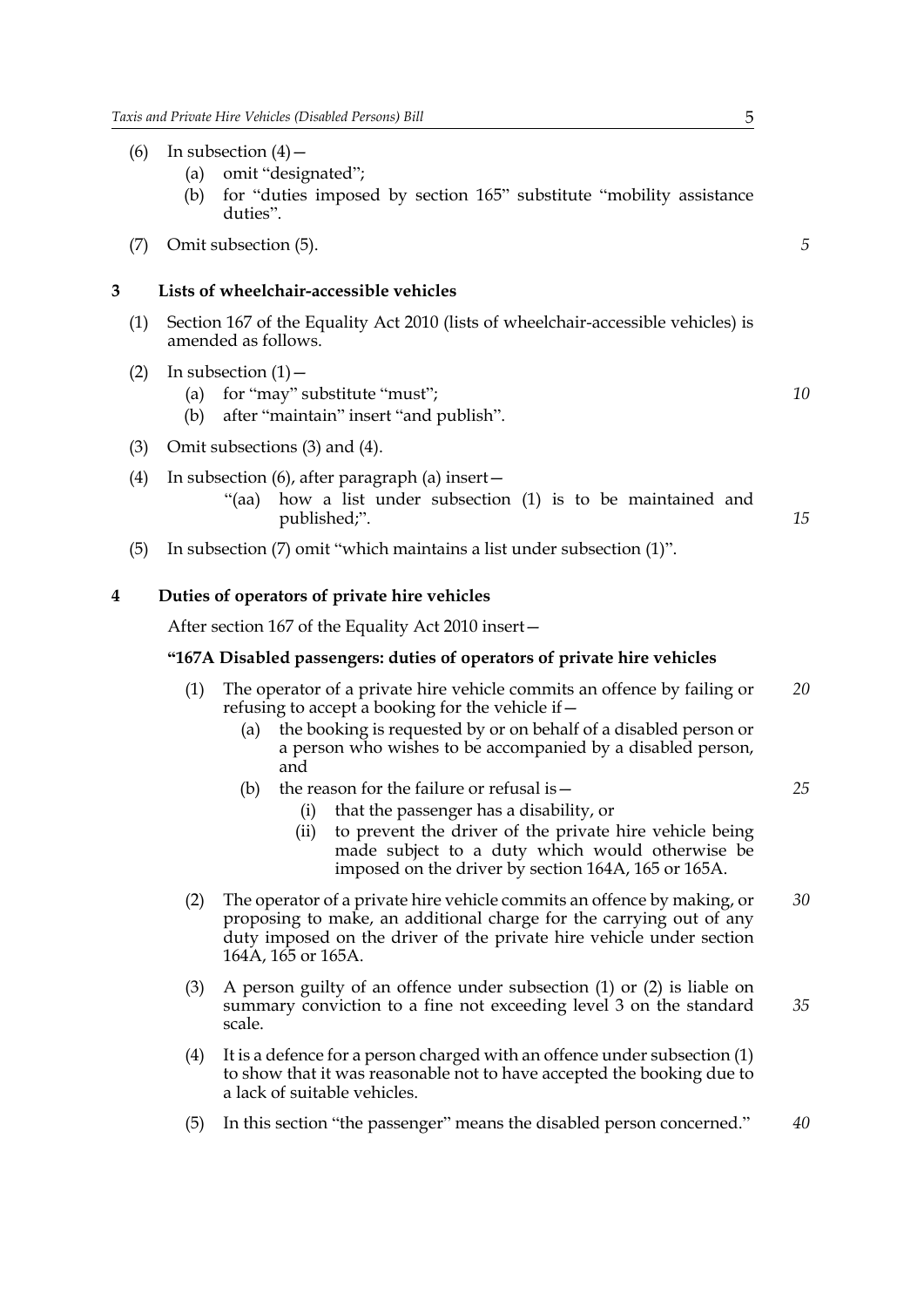(6) In subsection (4)—

(a) omit "designated";

(b) for "duties imposed by section 165" substitute "mobility assistance duties".

(7) Omit subsection (5).

## 3 Lists of wheelchair-accessible vehicles

(1) Section 167 of the Equality Act 2010 (lists of wheelchair-accessible vehicles) is amended as follows.

(2) In subsection (1)—

(a) for "may" substitute "must";

(b) after "maintain" insert "and publish".

(3) Omit subsections (3) and (4).

(4) In subsection (6), after paragraph (a) insert—

"(aa) how a list under subsection (1) is to be maintained and published;".

(5) In subsection (7) omit "which maintains a list under subsection (1)".

## 4 Duties of operators of private hire vehicles

After section 167 of the Equality Act 2010 insert—

**"167A Disabled passengers: duties of operators of private hire vehicles**

(1) The operator of a private hire vehicle commits an offence by failing or refusing to accept a booking for the vehicle if—

(a) the booking is requested by or on behalf of a disabled person or a person who wishes to be accompanied by a disabled person, and

(b) the reason for the failure or refusal is—

(i) that the passenger has a disability, or

(ii) to prevent the driver of the private hire vehicle being made subject to a duty which would otherwise be imposed on the driver by section 164A, 165 or 165A.

(2) The operator of a private hire vehicle commits an offence by making, or proposing to make, an additional charge for the carrying out of any duty imposed on the driver of the private hire vehicle under section 164A, 165 or 165A.

(3) A person guilty of an offence under subsection (1) or (2) is liable on summary conviction to a fine not exceeding level 3 on the standard scale.

(4) It is a defence for a person charged with an offence under subsection (1) to show that it was reasonable not to have accepted the booking due to a lack of suitable vehicles.

(5) In this section "the passenger" means the disabled person concerned."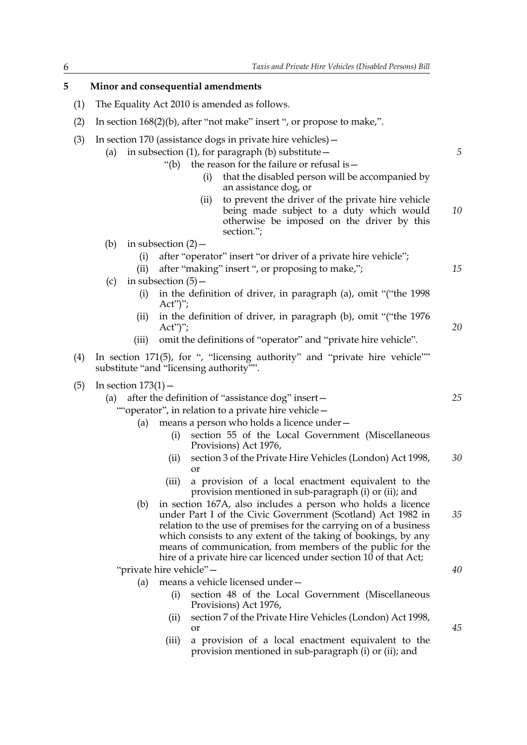## 5 Minor and consequential amendments

(1) The Equality Act 2010 is amended as follows.

(2) In section 168(2)(b), after "not make" insert ", or propose to make,".

(3) In section 170 (assistance dogs in private hire vehicles)—

  (a) in subsection (1), for paragraph (b) substitute—

    "(b) the reason for the failure or refusal is—

      (i) that the disabled person will be accompanied by an assistance dog, or

      (ii) to prevent the driver of the private hire vehicle being made subject to a duty which would otherwise be imposed on the driver by this section.";

  (b) in subsection (2)—

    (i) after "operator" insert "or driver of a private hire vehicle";

    (ii) after "making" insert ", or proposing to make,";

  (c) in subsection (5)—

    (i) in the definition of driver, in paragraph (a), omit "("the 1998 Act")";

    (ii) in the definition of driver, in paragraph (b), omit "("the 1976 Act")";

    (iii) omit the definitions of "operator" and "private hire vehicle".

(4) In section 171(5), for ", "licensing authority" and "private hire vehicle"" substitute "and "licensing authority"".

(5) In section 173(1)—

  (a) after the definition of "assistance dog" insert—

  ""operator", in relation to a private hire vehicle—

    (a) means a person who holds a licence under—

      (i) section 55 of the Local Government (Miscellaneous Provisions) Act 1976,

      (ii) section 3 of the Private Hire Vehicles (London) Act 1998, or

      (iii) a provision of a local enactment equivalent to the provision mentioned in sub-paragraph (i) or (ii); and

    (b) in section 167A, also includes a person who holds a licence under Part I of the Civic Government (Scotland) Act 1982 in relation to the use of premises for the carrying on of a business which consists to any extent of the taking of bookings, by any means of communication, from members of the public for the hire of a private hire car licenced under section 10 of that Act;

  "private hire vehicle"—

    (a) means a vehicle licensed under—

      (i) section 48 of the Local Government (Miscellaneous Provisions) Act 1976,

      (ii) section 7 of the Private Hire Vehicles (London) Act 1998, or

      (iii) a provision of a local enactment equivalent to the provision mentioned in sub-paragraph (i) or (ii); and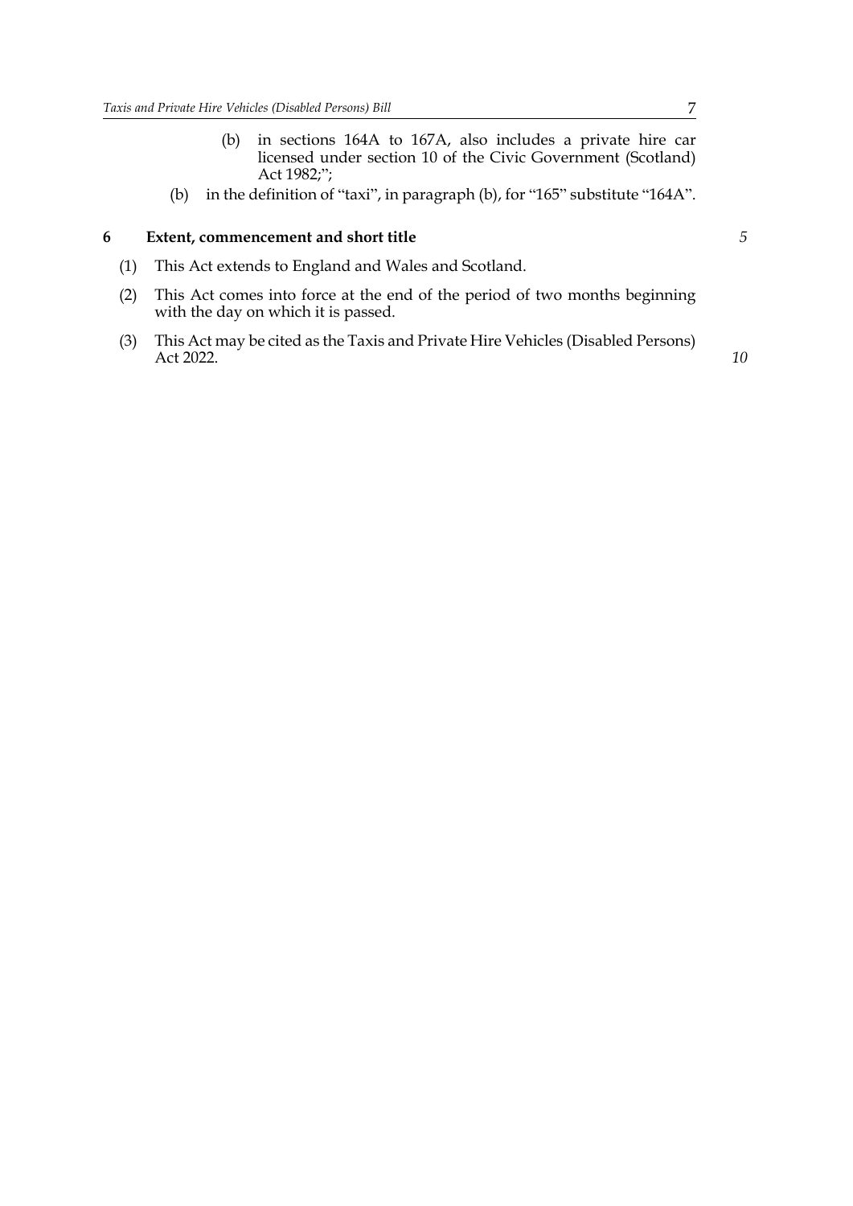(b) in sections 164A to 167A, also includes a private hire car licensed under section 10 of the Civic Government (Scotland) Act 1982;";

(b) in the definition of "taxi", in paragraph (b), for "165" substitute "164A".

**6 Extent, commencement and short title**

(1) This Act extends to England and Wales and Scotland.

(2) This Act comes into force at the end of the period of two months beginning with the day on which it is passed.

(3) This Act may be cited as the Taxis and Private Hire Vehicles (Disabled Persons) Act 2022.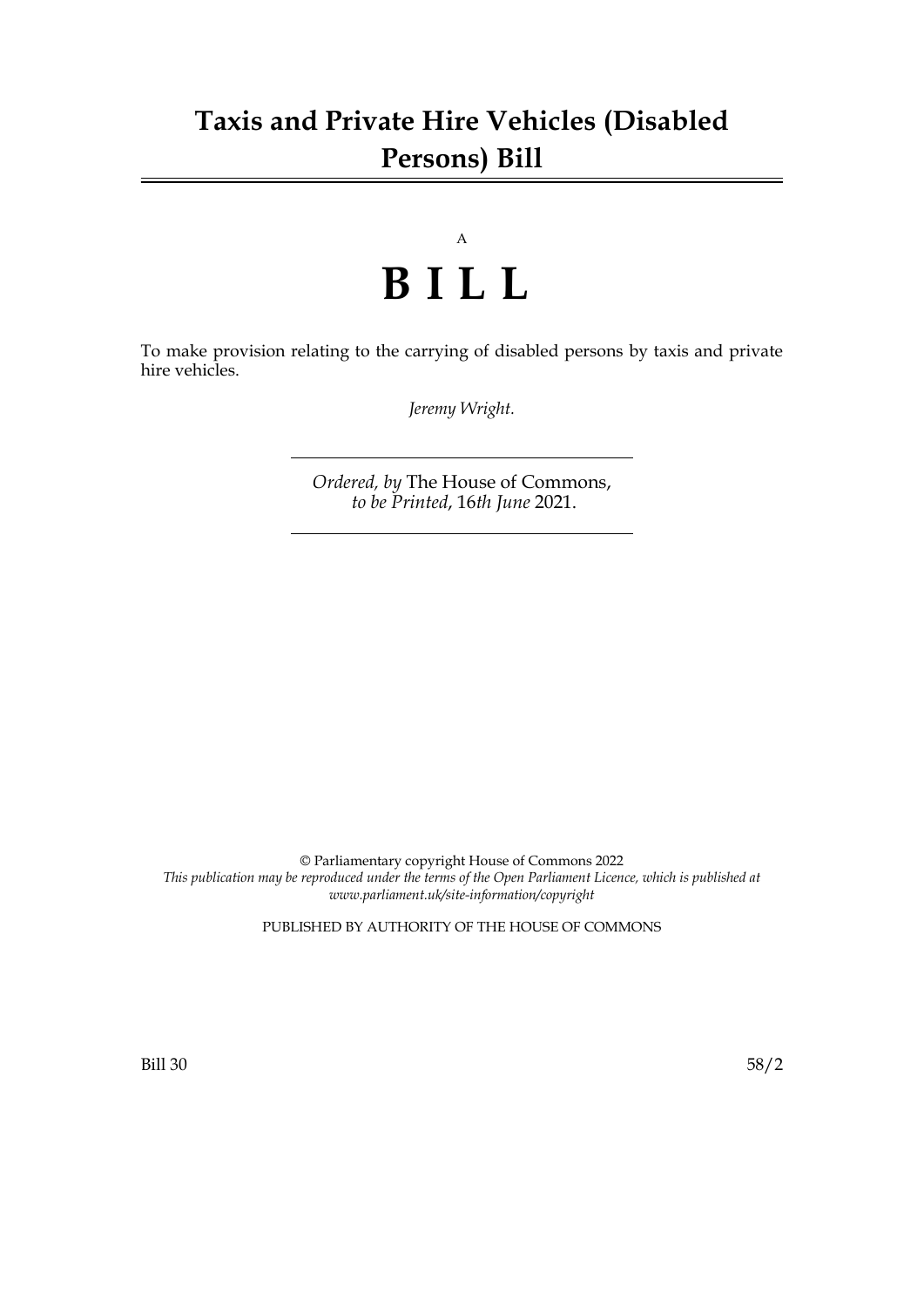# Taxis and Private Hire Vehicles (Disabled Persons) Bill

A

# B I L L

To make provision relating to the carrying of disabled persons by taxis and private hire vehicles.

*Jeremy Wright.*

*Ordered, by* The House of Commons, *to be Printed*, 16*th June* 2021.

© Parliamentary copyright House of Commons 2022
*This publication may be reproduced under the terms of the Open Parliament Licence, which is published at www.parliament.uk/site-information/copyright*

PUBLISHED BY AUTHORITY OF THE HOUSE OF COMMONS

Bill 30 58/2